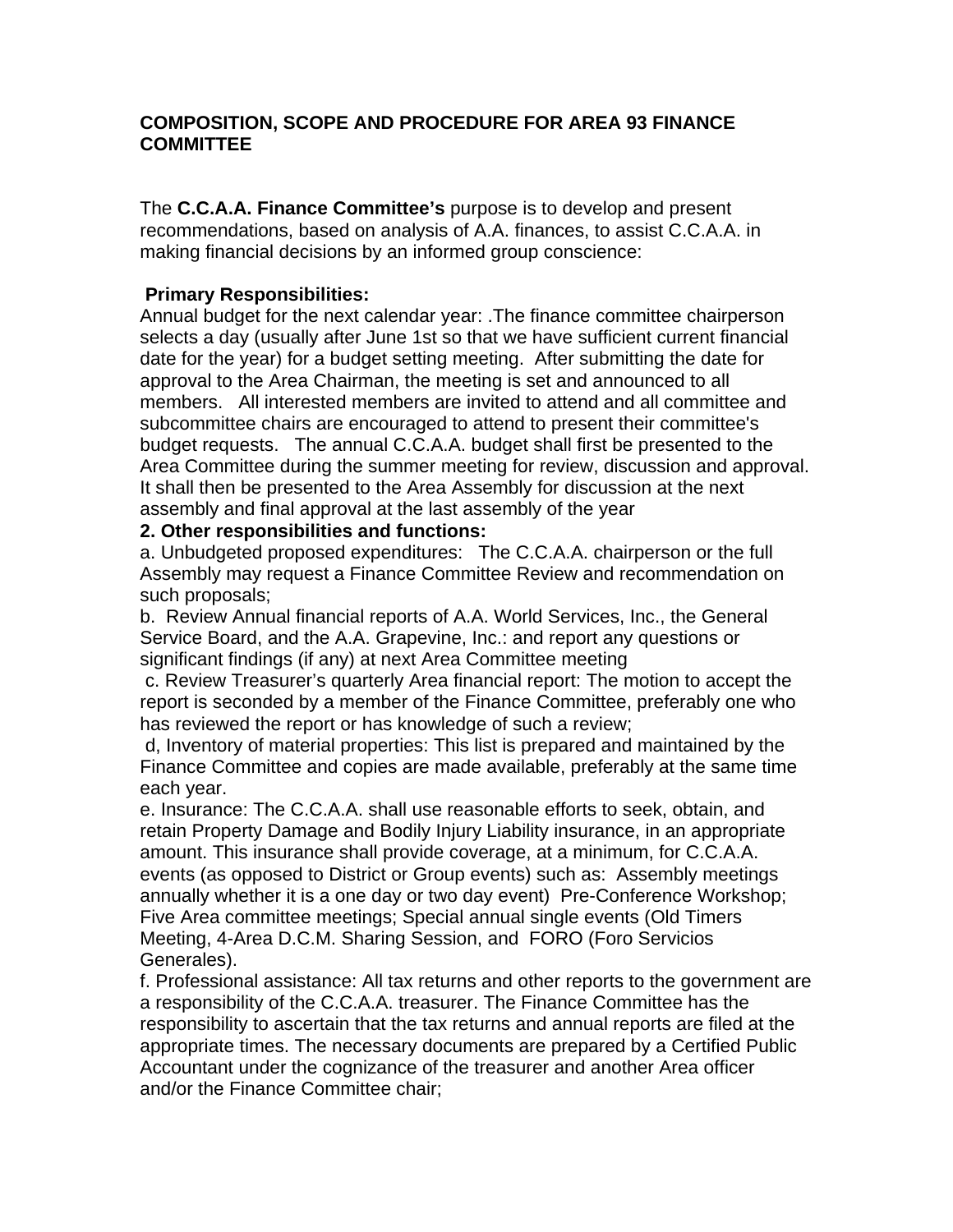**COMPOSITION, SCOPE AND PROCEDURE FOR AREA 93 FINANCE COMMITTEE**

The **C.C.A.A. Finance Committee's** purpose is to develop and present recommendations, based on analysis of A.A. finances, to assist C.C.A.A. in making financial decisions by an informed group conscience:

**Primary Responsibilities:**

Annual budget for the next calendar year: .The finance committee chairperson selects a day (usually after June 1st so that we have sufficient current financial date for the year) for a budget setting meeting. After submitting the date for approval to the Area Chairman, the meeting is set and announced to all members. All interested members are invited to attend and all committee and subcommittee chairs are encouraged to attend to present their committee's budget requests. The annual C.C.A.A. budget shall first be presented to the Area Committee during the summer meeting for review, discussion and approval. It shall then be presented to the Area Assembly for discussion at the next assembly and final approval at the last assembly of the year

**2. Other responsibilities and functions:**

a. Unbudgeted proposed expenditures: The C.C.A.A. chairperson or the full Assembly may request a Finance Committee Review and recommendation on such proposals;

b. Review Annual financial reports of A.A. World Services, Inc., the General Service Board, and the A.A. Grapevine, Inc.: and report any questions or significant findings (if any) at next Area Committee meeting

c. Review Treasurer's quarterly Area financial report: The motion to accept the report is seconded by a member of the Finance Committee, preferably one who has reviewed the report or has knowledge of such a review;

d, Inventory of material properties: This list is prepared and maintained by the Finance Committee and copies are made available, preferably at the same time each year.

e. Insurance: The C.C.A.A. shall use reasonable efforts to seek, obtain, and retain Property Damage and Bodily Injury Liability insurance, in an appropriate amount. This insurance shall provide coverage, at a minimum, for C.C.A.A. events (as opposed to District or Group events) such as: Assembly meetings annually whether it is a one day or two day event) Pre-Conference Workshop; Five Area committee meetings; Special annual single events (Old Timers Meeting, 4-Area D.C.M. Sharing Session, and FORO (Foro Servicios Generales).

f. Professional assistance: All tax returns and other reports to the government are a responsibility of the C.C.A.A. treasurer. The Finance Committee has the responsibility to ascertain that the tax returns and annual reports are filed at the appropriate times. The necessary documents are prepared by a Certified Public Accountant under the cognizance of the treasurer and another Area officer and/or the Finance Committee chair;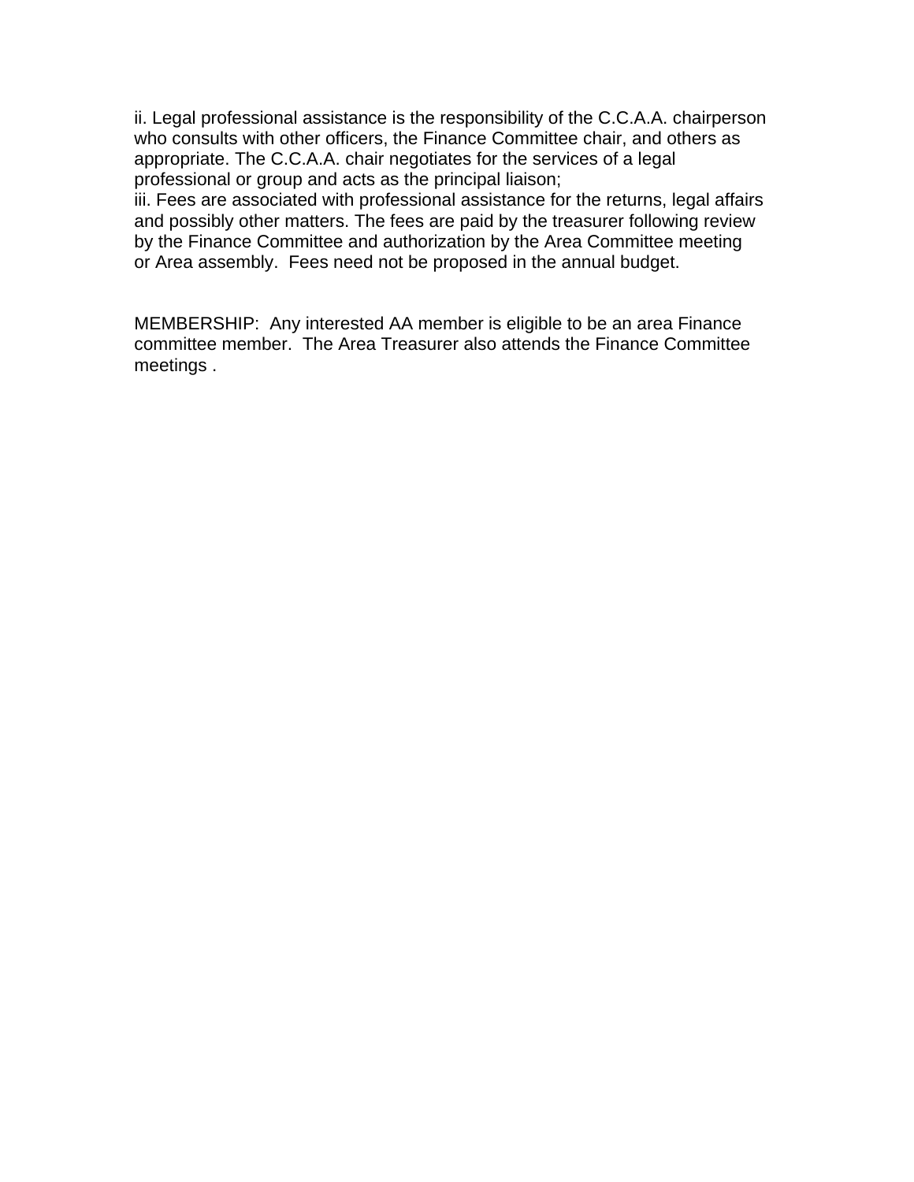ii. Legal professional assistance is the responsibility of the C.C.A.A. chairperson who consults with other officers, the Finance Committee chair, and others as appropriate. The C.C.A.A. chair negotiates for the services of a legal professional or group and acts as the principal liaison;
iii. Fees are associated with professional assistance for the returns, legal affairs and possibly other matters. The fees are paid by the treasurer following review by the Finance Committee and authorization by the Area Committee meeting or Area assembly. Fees need not be proposed in the annual budget.

MEMBERSHIP: Any interested AA member is eligible to be an area Finance committee member. The Area Treasurer also attends the Finance Committee meetings .